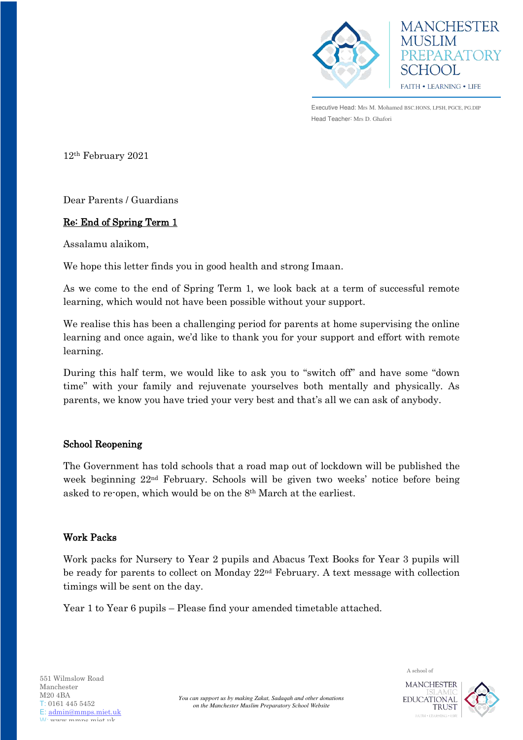MANCHESTER MUSLIM PREPARATORY SCHOOL

FAITH • LEARNING • LIFE

Executive Head: Mrs M. Mohamed BSC.HONS, LPSH, PGCE, PG.DIP
Head Teacher: Mrs D. Ghafori

12th February 2021

Dear Parents / Guardians

**Re: End of Spring Term 1**

Assalamu alaikom,

We hope this letter finds you in good health and strong Imaan.

As we come to the end of Spring Term 1, we look back at a term of successful remote learning, which would not have been possible without your support.

We realise this has been a challenging period for parents at home supervising the online learning and once again, we'd like to thank you for your support and effort with remote learning.

During this half term, we would like to ask you to "switch off" and have some "down time" with your family and rejuvenate yourselves both mentally and physically. As parents, we know you have tried your very best and that's all we can ask of anybody.

## School Reopening

The Government has told schools that a road map out of lockdown will be published the week beginning 22nd February. Schools will be given two weeks' notice before being asked to re-open, which would be on the 8th March at the earliest.

## Work Packs

Work packs for Nursery to Year 2 pupils and Abacus Text Books for Year 3 pupils will be ready for parents to collect on Monday 22nd February. A text message with collection timings will be sent on the day.

Year 1 to Year 6 pupils – Please find your amended timetable attached.

551 Wilmslow Road
Manchester
M20 4BA
T: 0161 445 5452
E: admin@mmps.miet.uk
W: www.mmps.miet.uk

*You can support us by making Zakat, Sadaqah and other donations on the Manchester Muslim Preparatory School Website*

A school of MANCHESTER ISLAMIC EDUCATIONAL TRUST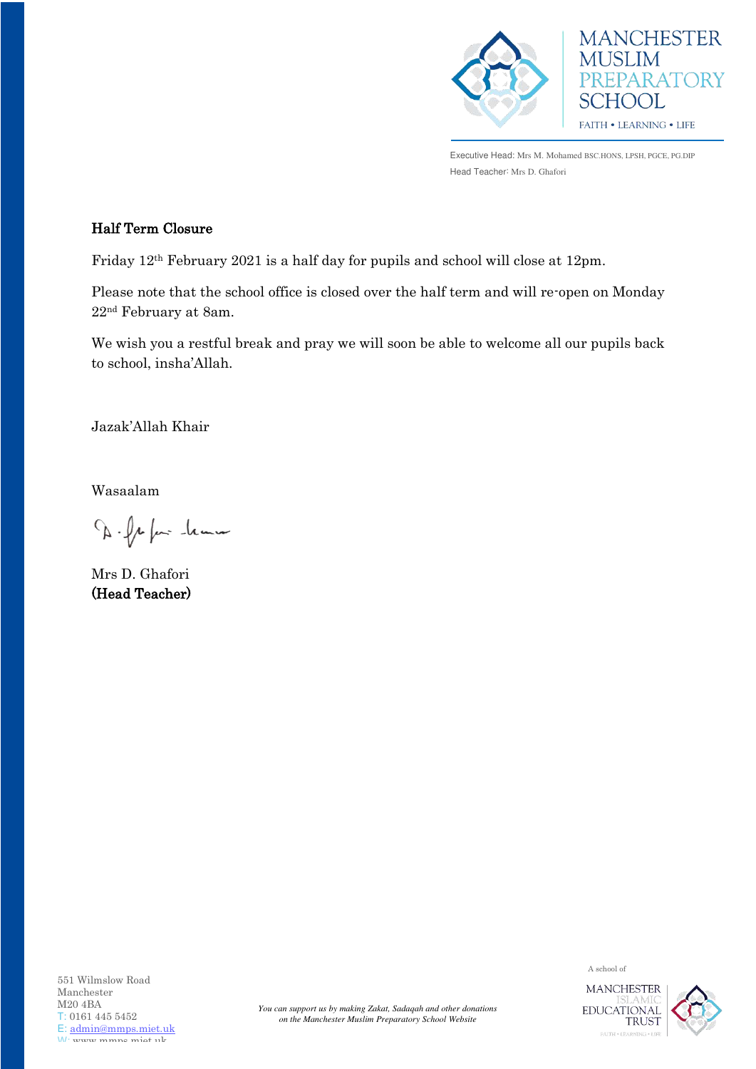MANCHESTER MUSLIM PREPARATORY SCHOOL

FAITH • LEARNING • LIFE

Executive Head: Mrs M. Mohamed BSC.HONS, LPSH, PGCE, PG.DIP
Head Teacher: Mrs D. Ghafori

**Half Term Closure**

Friday 12th February 2021 is a half day for pupils and school will close at 12pm.

Please note that the school office is closed over the half term and will re-open on Monday 22nd February at 8am.

We wish you a restful break and pray we will soon be able to welcome all our pupils back to school, insha'Allah.

Jazak'Allah Khair

Wasaalam

Mrs D. Ghafori
**(Head Teacher)**

551 Wilmslow Road
Manchester
M20 4BA
T: 0161 445 5452
E: admin@mmps.miet.uk
W: www.mmps.miet.uk

*You can support us by making Zakat, Sadaqah and other donations on the Manchester Muslim Preparatory School Website*

A school of
MANCHESTER ISLAMIC EDUCATIONAL TRUST
FAITH • LEARNING • LIFE